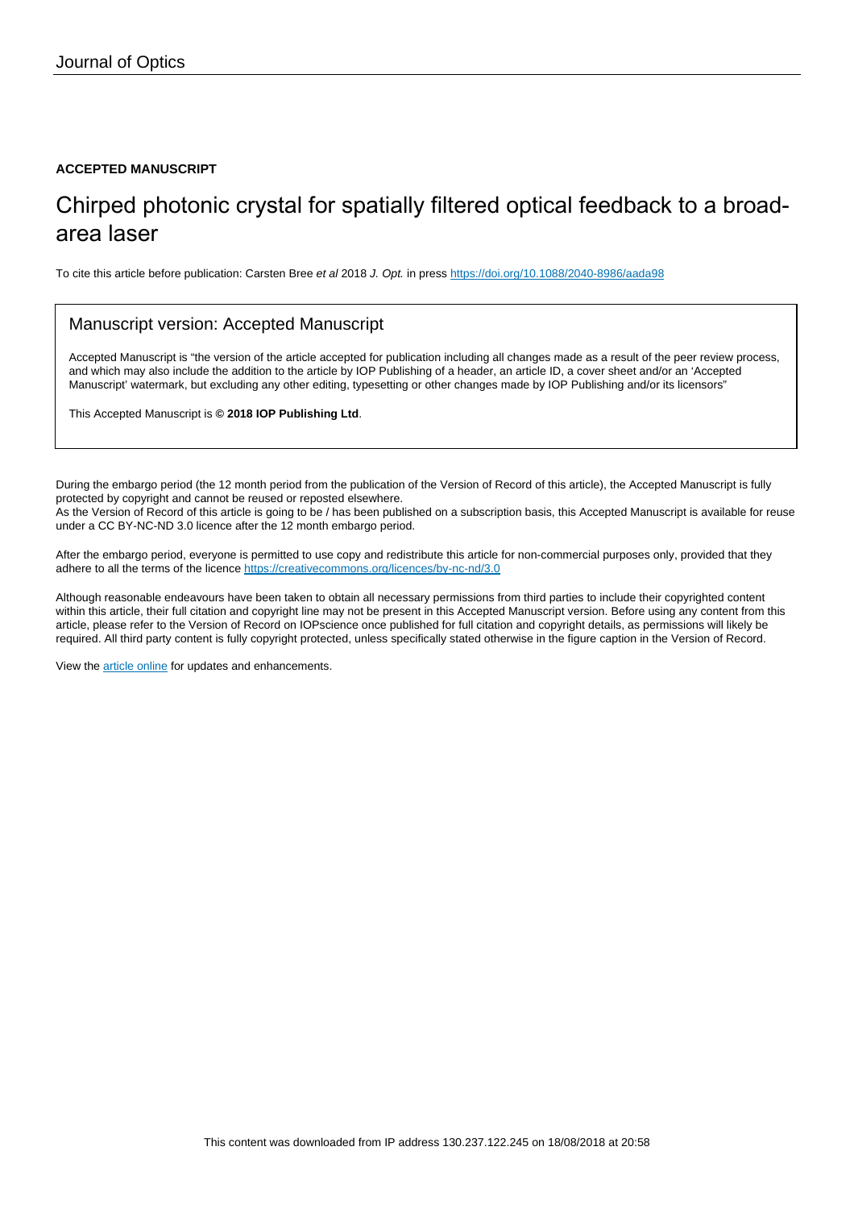Journal of Optics

**ACCEPTED MANUSCRIPT**

# Chirped photonic crystal for spatially filtered optical feedback to a broad-area laser

To cite this article before publication: Carsten Bree *et al* 2018 *J. Opt.* in press https://doi.org/10.1088/2040-8986/aada98

## Manuscript version: Accepted Manuscript

Accepted Manuscript is "the version of the article accepted for publication including all changes made as a result of the peer review process, and which may also include the addition to the article by IOP Publishing of a header, an article ID, a cover sheet and/or an 'Accepted Manuscript' watermark, but excluding any other editing, typesetting or other changes made by IOP Publishing and/or its licensors"

This Accepted Manuscript is **© 2018 IOP Publishing Ltd**.

During the embargo period (the 12 month period from the publication of the Version of Record of this article), the Accepted Manuscript is fully protected by copyright and cannot be reused or reposted elsewhere.

As the Version of Record of this article is going to be / has been published on a subscription basis, this Accepted Manuscript is available for reuse under a CC BY-NC-ND 3.0 licence after the 12 month embargo period.

After the embargo period, everyone is permitted to use copy and redistribute this article for non-commercial purposes only, provided that they adhere to all the terms of the licence https://creativecommons.org/licences/by-nc-nd/3.0

Although reasonable endeavours have been taken to obtain all necessary permissions from third parties to include their copyrighted content within this article, their full citation and copyright line may not be present in this Accepted Manuscript version. Before using any content from this article, please refer to the Version of Record on IOPscience once published for full citation and copyright details, as permissions will likely be required. All third party content is fully copyright protected, unless specifically stated otherwise in the figure caption in the Version of Record.

View the article online for updates and enhancements.

This content was downloaded from IP address 130.237.122.245 on 18/08/2018 at 20:58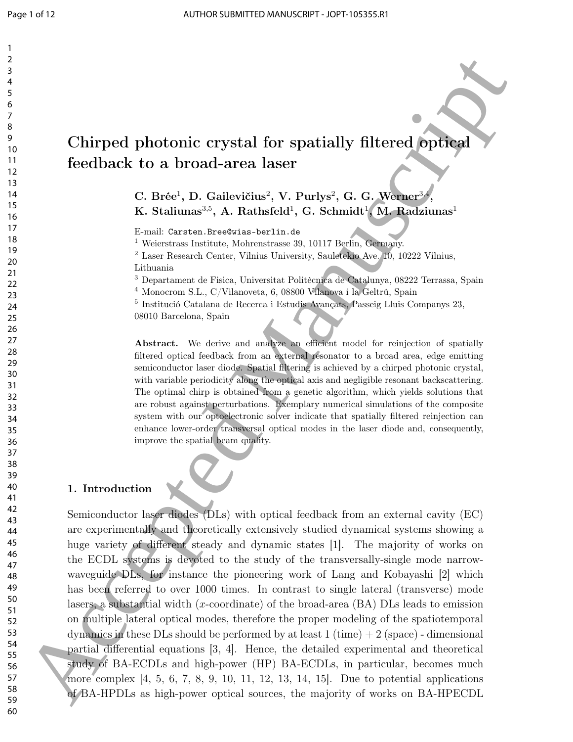# Chirped photonic crystal for spatially filtered optical feedback to a broad-area laser

**C. Brée[1], D. Gailevičius[2], V. Purlys[2], G. G. Werner[3,4], K. Staliunas[3,5], A. Rathsfeld[1], G. Schmidt[1], M. Radziunas[1]**

E-mail: `Carsten.Bree@wias-berlin.de`

[1] Weierstrass Institute, Mohrenstrasse 39, 10117 Berlin, Germany.

[2] Laser Research Center, Vilnius University, Sauletekio Ave. 10, 10222 Vilnius, Lithuania

[3] Departament de Fisica, Universitat Politècnica de Catalunya, 08222 Terrassa, Spain

[4] Monocrom S.L., C/Vilanoveta, 6, 08800 Vilanova i la Geltrú, Spain

[5] Institució Catalana de Recerca i Estudis Avançats, Passeig Lluis Companys 23, 08010 Barcelona, Spain

**Abstract.** We derive and analyze an efficient model for reinjection of spatially filtered optical feedback from an external resonator to a broad area, edge emitting semiconductor laser diode. Spatial filtering is achieved by a chirped photonic crystal, with variable periodicity along the optical axis and negligible resonant backscattering. The optimal chirp is obtained from a genetic algorithm, which yields solutions that are robust against perturbations. Exemplary numerical simulations of the composite system with our optoelectronic solver indicate that spatially filtered reinjection can enhance lower-order transversal optical modes in the laser diode and, consequently, improve the spatial beam quality.

## 1. Introduction

Semiconductor laser diodes (DLs) with optical feedback from an external cavity (EC) are experimentally and theoretically extensively studied dynamical systems showing a huge variety of different steady and dynamic states [1]. The majority of works on the ECDL systems is devoted to the study of the transversally-single mode narrow-waveguide DLs, for instance the pioneering work of Lang and Kobayashi [2] which has been referred to over 1000 times. In contrast to single lateral (transverse) mode lasers, a substantial width ($x$-coordinate) of the broad-area (BA) DLs leads to emission on multiple lateral optical modes, therefore the proper modeling of the spatiotemporal dynamics in these DLs should be performed by at least 1 (time) + 2 (space) - dimensional partial differential equations [3, 4]. Hence, the detailed experimental and theoretical study of BA-ECDLs and high-power (HP) BA-ECDLs, in particular, becomes much more complex [4, 5, 6, 7, 8, 9, 10, 11, 12, 13, 14, 15]. Due to potential applications of BA-HPDLs as high-power optical sources, the majority of works on BA-HPECDL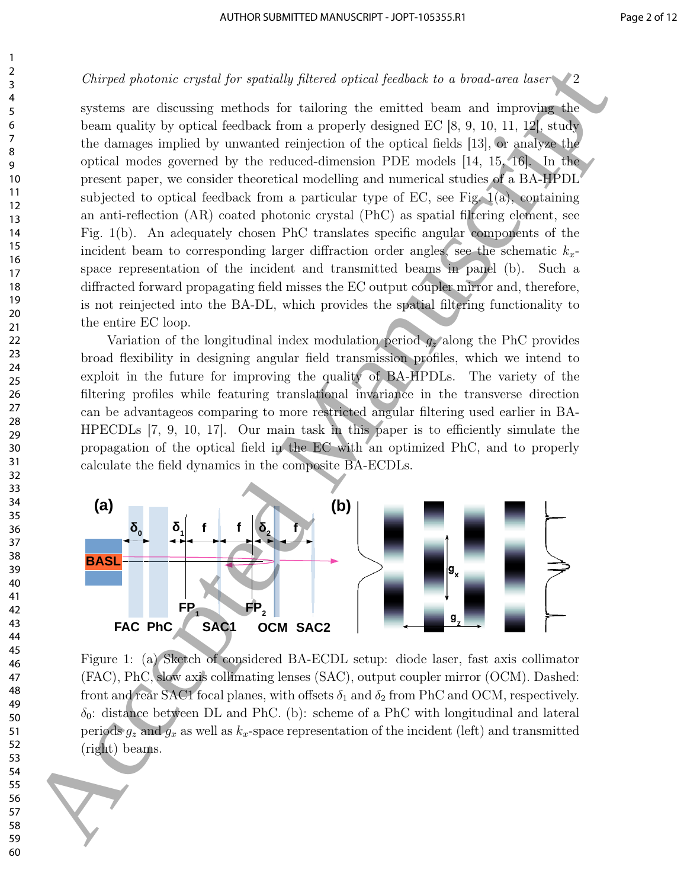systems are discussing methods for tailoring the emitted beam and improving the beam quality by optical feedback from a properly designed EC [8, 9, 10, 11, 12], study the damages implied by unwanted reinjection of the optical fields [13], or analyze the optical modes governed by the reduced-dimension PDE models [14, 15, 16]. In the present paper, we consider theoretical modelling and numerical studies of a BA-HPDL subjected to optical feedback from a particular type of EC, see Fig. 1(a), containing an anti-reflection (AR) coated photonic crystal (PhC) as spatial filtering element, see Fig. 1(b). An adequately chosen PhC translates specific angular components of the incident beam to corresponding larger diffraction order angles, see the schematic $k_x$-space representation of the incident and transmitted beams in panel (b). Such a diffracted forward propagating field misses the EC output coupler mirror and, therefore, is not reinjected into the BA-DL, which provides the spatial filtering functionality to the entire EC loop.

Variation of the longitudinal index modulation period $g_z$ along the PhC provides broad flexibility in designing angular field transmission profiles, which we intend to exploit in the future for improving the quality of BA-HPDLs. The variety of the filtering profiles while featuring translational invariance in the transverse direction can be advantageos comparing to more restricted angular filtering used earlier in BA-HPECDLs [7, 9, 10, 17]. Our main task in this paper is to efficiently simulate the propagation of the optical field in the EC with an optimized PhC, and to properly calculate the field dynamics in the composite BA-ECDLs.

Figure 1: (a) Sketch of considered BA-ECDL setup: diode laser, fast axis collimator (FAC), PhC, slow axis collimating lenses (SAC), output coupler mirror (OCM). Dashed: front and rear SAC1 focal planes, with offsets $\delta_1$ and $\delta_2$ from PhC and OCM, respectively. $\delta_0$: distance between DL and PhC. (b): scheme of a PhC with longitudinal and lateral periods $g_z$ and $g_x$ as well as $k_x$-space representation of the incident (left) and transmitted (right) beams.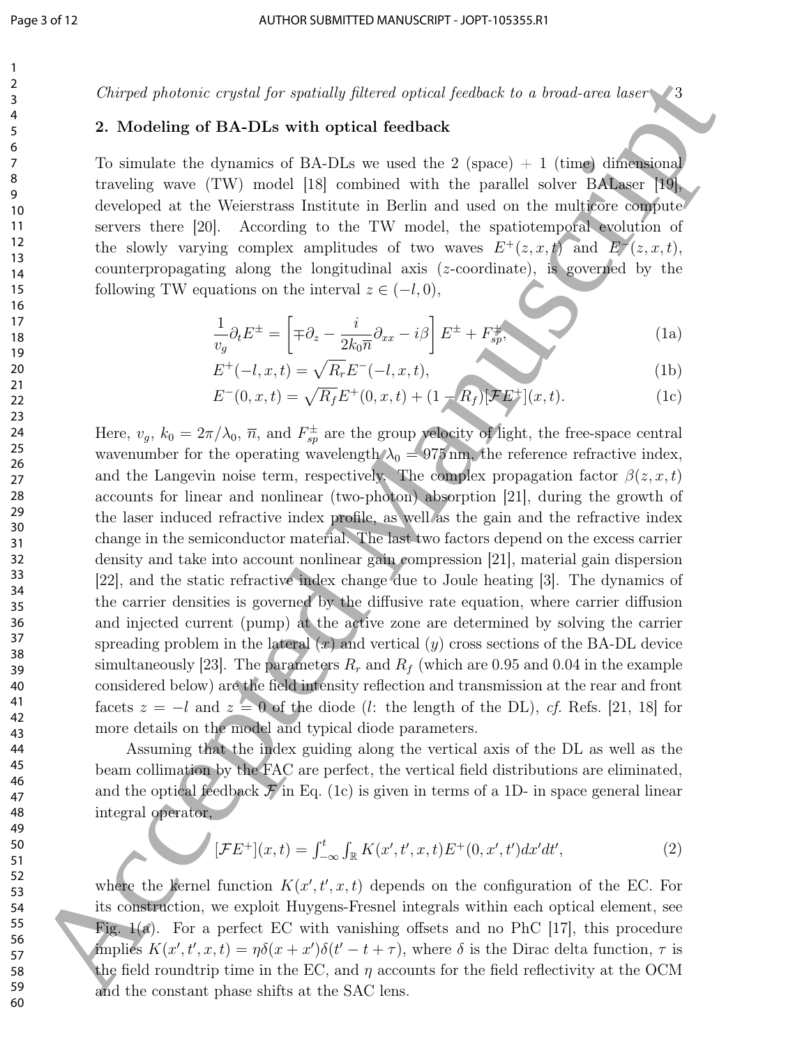## 2. Modeling of BA-DLs with optical feedback

To simulate the dynamics of BA-DLs we used the 2 (space) + 1 (time) dimensional traveling wave (TW) model [18] combined with the parallel solver BALaser [19], developed at the Weierstrass Institute in Berlin and used on the multicore compute servers there [20]. According to the TW model, the spatiotemporal evolution of the slowly varying complex amplitudes of two waves $E^+(z,x,t)$ and $E^-(z,x,t)$, counterpropagating along the longitudinal axis ($z$-coordinate), is governed by the following TW equations on the interval $z \in (-l, 0)$,

$$\frac{1}{v_g}\partial_t E^{\pm} = \left[\mp\partial_z - \frac{i}{2k_0\overline{n}}\partial_{xx} - i\beta\right] E^{\pm} + F^{\pm}_{sp}, \tag{1a}$$

$$E^+(-l,x,t) = \sqrt{R_r}E^-(-l,x,t), \tag{1b}$$

$$E^-(0,x,t) = \sqrt{R_f}E^+(0,x,t) + (1-R_f)[\mathcal{F}E^+](x,t). \tag{1c}$$

Here, $v_g$, $k_0 = 2\pi/\lambda_0$, $\overline{n}$, and $F^{\pm}_{sp}$ are the group velocity of light, the free-space central wavenumber for the operating wavelength $\lambda_0 = 975\,\mathrm{nm}$, the reference refractive index, and the Langevin noise term, respectively. The complex propagation factor $\beta(z,x,t)$ accounts for linear and nonlinear (two-photon) absorption [21], during the growth of the laser induced refractive index profile, as well as the gain and the refractive index change in the semiconductor material. The last two factors depend on the excess carrier density and take into account nonlinear gain compression [21], material gain dispersion [22], and the static refractive index change due to Joule heating [3]. The dynamics of the carrier densities is governed by the diffusive rate equation, where carrier diffusion and injected current (pump) at the active zone are determined by solving the carrier spreading problem in the lateral ($x$) and vertical ($y$) cross sections of the BA-DL device simultaneously [23]. The parameters $R_r$ and $R_f$ (which are 0.95 and 0.04 in the example considered below) are the field intensity reflection and transmission at the rear and front facets $z = -l$ and $z = 0$ of the diode ($l$: the length of the DL), *cf.* Refs. [21, 18] for more details on the model and typical diode parameters.

Assuming that the index guiding along the vertical axis of the DL as well as the beam collimation by the FAC are perfect, the vertical field distributions are eliminated, and the optical feedback $\mathcal{F}$ in Eq. (1c) is given in terms of a 1D- in space general linear integral operator,

$$[\mathcal{F}E^+](x,t) = \int_{-\infty}^{t}\int_{\mathbb{R}} K(x',t',x,t)E^+(0,x',t')dx'dt', \tag{2}$$

where the kernel function $K(x',t',x,t)$ depends on the configuration of the EC. For its construction, we exploit Huygens-Fresnel integrals within each optical element, see Fig. 1(a). For a perfect EC with vanishing offsets and no PhC [17], this procedure implies $K(x',t',x,t) = \eta\delta(x+x')\delta(t'-t+\tau)$, where $\delta$ is the Dirac delta function, $\tau$ is the field roundtrip time in the EC, and $\eta$ accounts for the field reflectivity at the OCM and the constant phase shifts at the SAC lens.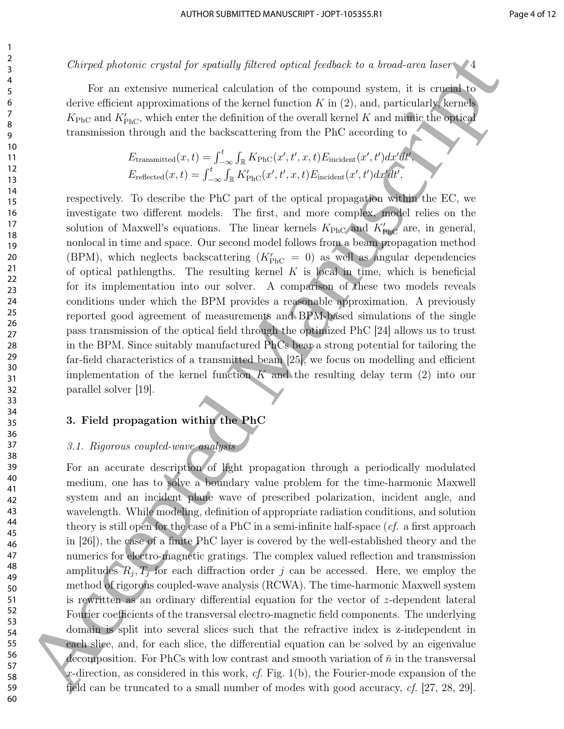For an extensive numerical calculation of the compound system, it is crucial to derive efficient approximations of the kernel function $K$ in (2), and, particularly, kernels $K_{\mathrm{PhC}}$ and $K'_{\mathrm{PhC}}$, which enter the definition of the overall kernel $K$ and mimic the optical transmission through and the backscattering from the PhC according to

$$
\begin{aligned}
E_{\mathrm{transmitted}}(x,t) &= \int_{-\infty}^{t}\int_{\mathbb{R}} K_{\mathrm{PhC}}(x',t',x,t)E_{\mathrm{incident}}(x',t')dx'dt',\\
E_{\mathrm{reflected}}(x,t) &= \int_{-\infty}^{t}\int_{\mathbb{R}} K'_{\mathrm{PhC}}(x',t',x,t)E_{\mathrm{incident}}(x',t')dx'dt',
\end{aligned}
$$

respectively. To describe the PhC part of the optical propagation within the EC, we investigate two different models. The first, and more complex, model relies on the solution of Maxwell's equations. The linear kernels $K_{\mathrm{PhC}}$ and $K'_{\mathrm{PhC}}$ are, in general, nonlocal in time and space. Our second model follows from a beam propagation method (BPM), which neglects backscattering ($K^{r}_{\mathrm{PhC}} = 0$) as well as angular dependencies of optical pathlengths. The resulting kernel $K$ is local in time, which is beneficial for its implementation into our solver. A comparison of these two models reveals conditions under which the BPM provides a reasonable approximation. A previously reported good agreement of measurements and BPM-based simulations of the single pass transmission of the optical field through the optimized PhC [24] allows us to trust in the BPM. Since suitably manufactured PhCs bear a strong potential for tailoring the far-field characteristics of a transmitted beam [25], we focus on modelling and efficient implementation of the kernel function $K$ and the resulting delay term (2) into our parallel solver [19].

## 3. Field propagation within the PhC

### *3.1. Rigorous coupled-wave analysis*

For an accurate description of light propagation through a periodically modulated medium, one has to solve a boundary value problem for the time-harmonic Maxwell system and an incident plane wave of prescribed polarization, incident angle, and wavelength. While modeling, definition of appropriate radiation conditions, and solution theory is still open for the case of a PhC in a semi-infinite half-space (*cf.* a first approach in [26]), the case of a finite PhC layer is covered by the well-established theory and the numerics for electro-magnetic gratings. The complex valued reflection and transmission amplitudes $R_j, T_j$ for each diffraction order $j$ can be accessed. Here, we employ the method of rigorous coupled-wave analysis (RCWA). The time-harmonic Maxwell system is rewritten as an ordinary differential equation for the vector of $z$-dependent lateral Fourier coefficients of the transversal electro-magnetic field components. The underlying domain is split into several slices such that the refractive index is z-independent in each slice, and, for each slice, the differential equation can be solved by an eigenvalue decomposition. For PhCs with low contrast and smooth variation of $\bar{n}$ in the transversal $x$-direction, as considered in this work, *cf.* Fig. 1(b), the Fourier-mode expansion of the field can be truncated to a small number of modes with good accuracy, *cf.* [27, 28, 29].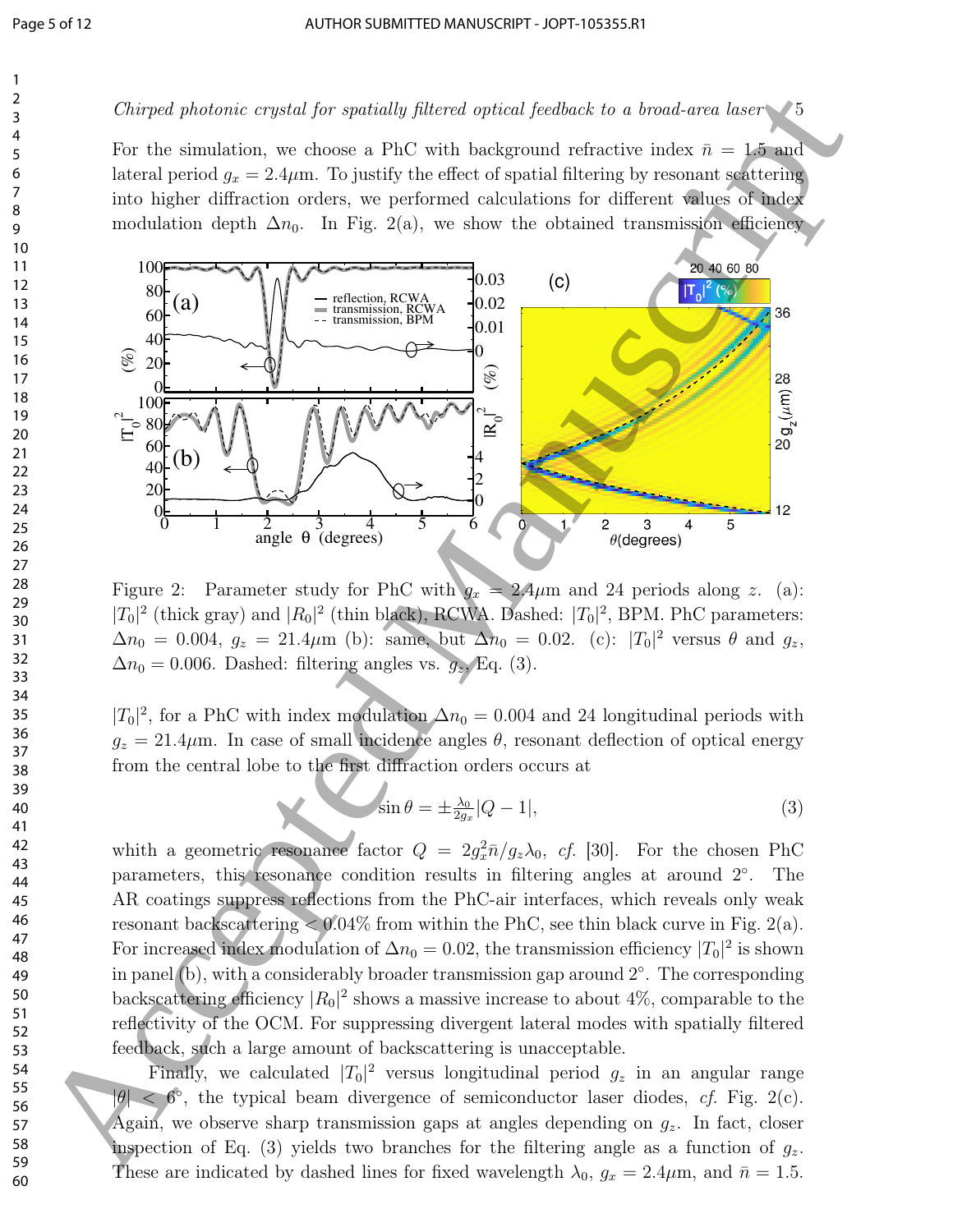For the simulation, we choose a PhC with background refractive index $\bar{n} = 1.5$ and lateral period $g_x = 2.4\mu$m. To justify the effect of spatial filtering by resonant scattering into higher diffraction orders, we performed calculations for different values of index modulation depth $\Delta n_0$. In Fig. 2(a), we show the obtained transmission efficiency

Figure 2: Parameter study for PhC with $g_x = 2.4\mu$m and 24 periods along $z$. (a): $|T_0|^2$ (thick gray) and $|R_0|^2$ (thin black), RCWA. Dashed: $|T_0|^2$, BPM. PhC parameters: $\Delta n_0 = 0.004$, $g_z = 21.4\mu$m (b): same, but $\Delta n_0 = 0.02$. (c): $|T_0|^2$ versus $\theta$ and $g_z$, $\Delta n_0 = 0.006$. Dashed: filtering angles vs. $g_z$, Eq. (3).

$|T_0|^2$, for a PhC with index modulation $\Delta n_0 = 0.004$ and 24 longitudinal periods with $g_z = 21.4\mu$m. In case of small incidence angles $\theta$, resonant deflection of optical energy from the central lobe to the first diffraction orders occurs at

$$\sin\theta = \pm\tfrac{\lambda_0}{2g_x}|Q-1|, \tag{3}$$

whith a geometric resonance factor $Q = 2g_x^2\bar{n}/g_z\lambda_0$, *cf.* [30]. For the chosen PhC parameters, this resonance condition results in filtering angles at around $2^\circ$. The AR coatings suppress reflections from the PhC-air interfaces, which reveals only weak resonant backscattering $< 0.04\%$ from within the PhC, see thin black curve in Fig. 2(a). For increased index modulation of $\Delta n_0 = 0.02$, the transmission efficiency $|T_0|^2$ is shown in panel (b), with a considerably broader transmission gap around $2^\circ$. The corresponding backscattering efficiency $|R_0|^2$ shows a massive increase to about 4%, comparable to the reflectivity of the OCM. For suppressing divergent lateral modes with spatially filtered feedback, such a large amount of backscattering is unacceptable.

Finally, we calculated $|T_0|^2$ versus longitudinal period $g_z$ in an angular range $|\theta| < 6^\circ$, the typical beam divergence of semiconductor laser diodes, *cf.* Fig. 2(c). Again, we observe sharp transmission gaps at angles depending on $g_z$. In fact, closer inspection of Eq. (3) yields two branches for the filtering angle as a function of $g_z$. These are indicated by dashed lines for fixed wavelength $\lambda_0$, $g_x = 2.4\mu$m, and $\bar{n} = 1.5$.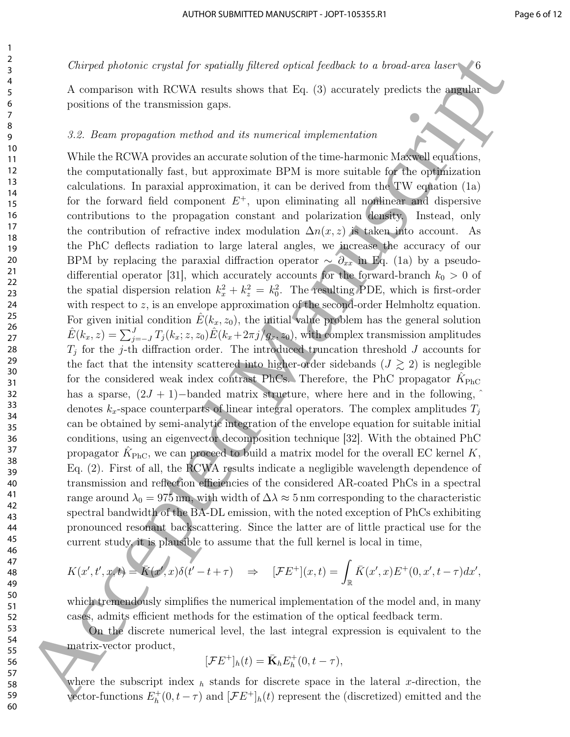A comparison with RCWA results shows that Eq. (3) accurately predicts the angular positions of the transmission gaps.

### *3.2. Beam propagation method and its numerical implementation*

While the RCWA provides an accurate solution of the time-harmonic Maxwell equations, the computationally fast, but approximate BPM is more suitable for the optimization calculations. In paraxial approximation, it can be derived from the TW equation (1a) for the forward field component $E^+$, upon eliminating all nonlinear and dispersive contributions to the propagation constant and polarization density. Instead, only the contribution of refractive index modulation $\Delta n(x,z)$ is taken into account. As the PhC deflects radiation to large lateral angles, we increase the accuracy of our BPM by replacing the paraxial diffraction operator $\sim \partial_{xx}$ in Eq. (1a) by a pseudo-differential operator [31], which accurately accounts for the forward-branch $k_0 > 0$ of the spatial dispersion relation $k_x^2 + k_z^2 = k_0^2$. The resulting PDE, which is first-order with respect to $z$, is an envelope approximation of the second-order Helmholtz equation. For given initial condition $\hat{E}(k_x, z_0)$, the initial value problem has the general solution $\hat{E}(k_x, z) = \sum_{j=-J}^{J} T_j(k_x; z, z_0)\hat{E}(k_x + 2\pi j/g_x, z_0)$, with complex transmission amplitudes $T_j$ for the $j$-th diffraction order. The introduced truncation threshold $J$ accounts for the fact that the intensity scattered into higher-order sidebands ($J \gtrsim 2$) is neglegible for the considered weak index contrast PhCs. Therefore, the PhC propagator $\hat{K}_{\mathrm{PhC}}$ has a sparse, $(2J+1)-$banded matrix structure, where here and in the following, $\hat{}$ denotes $k_x$-space counterparts of linear integral operators. The complex amplitudes $T_j$ can be obtained by semi-analytic integration of the envelope equation for suitable initial conditions, using an eigenvector decomposition technique [32]. With the obtained PhC propagator $\hat{K}_{\mathrm{PhC}}$, we can proceed to build a matrix model for the overall EC kernel $K$, Eq. (2). First of all, the RCWA results indicate a negligible wavelength dependence of transmission and reflection efficiencies of the considered AR-coated PhCs in a spectral range around $\lambda_0 = 975\,\mathrm{nm}$, with width of $\Delta\lambda \approx 5\,\mathrm{nm}$ corresponding to the characteristic spectral bandwidth of the BA-DL emission, with the noted exception of PhCs exhibiting pronounced resonant backscattering. Since the latter are of little practical use for the current study, it is plausible to assume that the full kernel is local in time,

$$K(x', t', x, t) = \bar{K}(x', x)\delta(t' - t + \tau) \quad \Rightarrow \quad [\mathcal{F}E^+](x,t) = \int_{\mathbb{R}} \bar{K}(x', x)E^+(0, x', t - \tau)dx',$$

which tremendously simplifies the numerical implementation of the model and, in many cases, admits efficient methods for the estimation of the optical feedback term.

On the discrete numerical level, the last integral expression is equivalent to the matrix-vector product,

$$[\mathcal{F}E^+]_h(t) = \bar{\mathbf{K}}_h E_h^+(0, t - \tau),$$

where the subscript index $_h$ stands for discrete space in the lateral $x$-direction, the vector-functions $E_h^+(0, t-\tau)$ and $[\mathcal{F}E^+]_h(t)$ represent the (discretized) emitted and the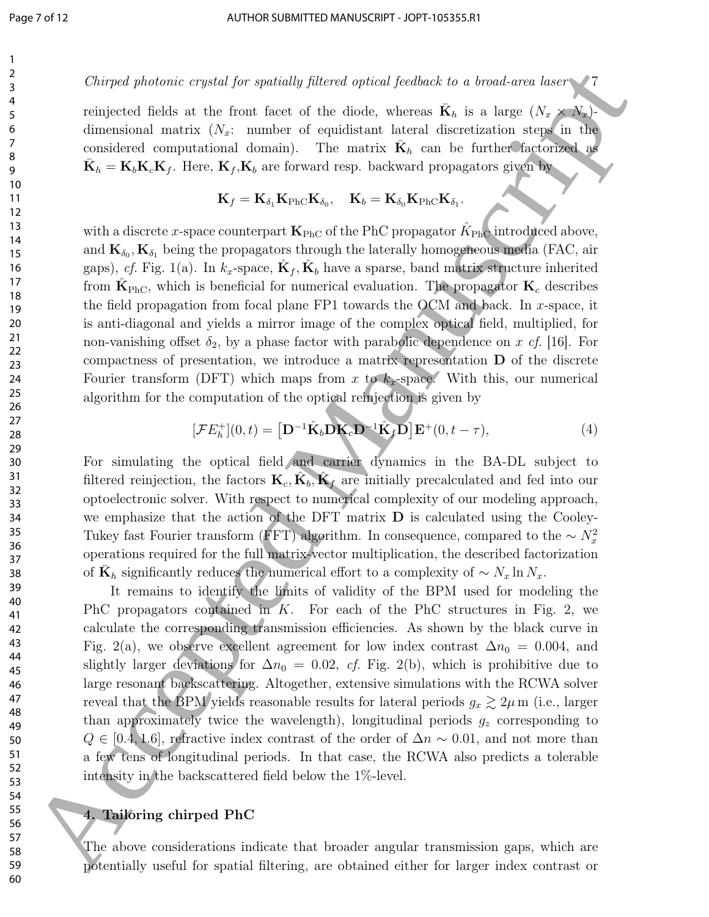reinjected fields at the front facet of the diode, whereas $\bar{\mathbf{K}}_h$ is a large $(N_x \times N_x)$-dimensional matrix ($N_x$: number of equidistant lateral discretization steps in the considered computational domain). The matrix $\bar{\mathbf{K}}_h$ can be further factorized as $\bar{\mathbf{K}}_h = \mathbf{K}_b\mathbf{K}_c\mathbf{K}_f$. Here, $\mathbf{K}_f$,$\mathbf{K}_b$ are forward resp. backward propagators given by

$$\mathbf{K}_f = \mathbf{K}_{\delta_1}\mathbf{K}_{\text{PhC}}\mathbf{K}_{\delta_0}, \quad \mathbf{K}_b = \mathbf{K}_{\delta_0}\mathbf{K}_{\text{PhC}}\mathbf{K}_{\delta_1}.$$

with a discrete $x$-space counterpart $\mathbf{K}_{\text{PhC}}$ of the PhC propagator $\hat{K}_{\text{PhC}}$ introduced above, and $\mathbf{K}_{\delta_0}, \mathbf{K}_{\delta_1}$ being the propagators through the laterally homogeneous media (FAC, air gaps), *cf.* Fig. 1(a). In $k_x$-space, $\hat{\mathbf{K}}_f, \hat{\mathbf{K}}_b$ have a sparse, band matrix structure inherited from $\hat{\mathbf{K}}_{\text{PhC}}$, which is beneficial for numerical evaluation. The propagator $\mathbf{K}_c$ describes the field propagation from focal plane FP1 towards the OCM and back. In $x$-space, it is anti-diagonal and yields a mirror image of the complex optical field, multiplied, for non-vanishing offset $\delta_2$, by a phase factor with parabolic dependence on $x$ *cf.* [16]. For compactness of presentation, we introduce a matrix representation $\mathbf{D}$ of the discrete Fourier transform (DFT) which maps from $x$ to $k_x$-space. With this, our numerical algorithm for the computation of the optical reinjection is given by

$$[\mathcal{F}E_h^+](0,t) = \left[\mathbf{D}^{-1}\hat{\mathbf{K}}_b\mathbf{D}\mathbf{K}_c\mathbf{D}^{-1}\hat{\mathbf{K}}_f\mathbf{D}\right]\mathbf{E}^+(0,t-\tau), \tag{4}$$

For simulating the optical field and carrier dynamics in the BA-DL subject to filtered reinjection, the factors $\mathbf{K}_c, \hat{\mathbf{K}}_b, \hat{\mathbf{K}}_f$ are initially precalculated and fed into our optoelectronic solver. With respect to numerical complexity of our modeling approach, we emphasize that the action of the DFT matrix $\mathbf{D}$ is calculated using the Cooley-Tukey fast Fourier transform (FFT) algorithm. In consequence, compared to the $\sim N_x^2$ operations required for the full matrix-vector multiplication, the described factorization of $\bar{\mathbf{K}}_h$ significantly reduces the numerical effort to a complexity of $\sim N_x \ln N_x$.

It remains to identify the limits of validity of the BPM used for modeling the PhC propagators contained in $K$. For each of the PhC structures in Fig. 2, we calculate the corresponding transmission efficiencies. As shown by the black curve in Fig. 2(a), we observe excellent agreement for low index contrast $\Delta n_0 = 0.004$, and slightly larger deviations for $\Delta n_0 = 0.02$, *cf.* Fig. 2(b), which is prohibitive due to large resonant backscattering. Altogether, extensive simulations with the RCWA solver reveal that the BPM yields reasonable results for lateral periods $g_x \gtrsim 2\mu\,\text{m}$ (i.e., larger than approximately twice the wavelength), longitudinal periods $g_z$ corresponding to $Q \in [0.4, 1.6]$, refractive index contrast of the order of $\Delta n \sim 0.01$, and not more than a few tens of longitudinal periods. In that case, the RCWA also predicts a tolerable intensity in the backscattered field below the 1%-level.

## 4. Tailoring chirped PhC

The above considerations indicate that broader angular transmission gaps, which are potentially useful for spatial filtering, are obtained either for larger index contrast or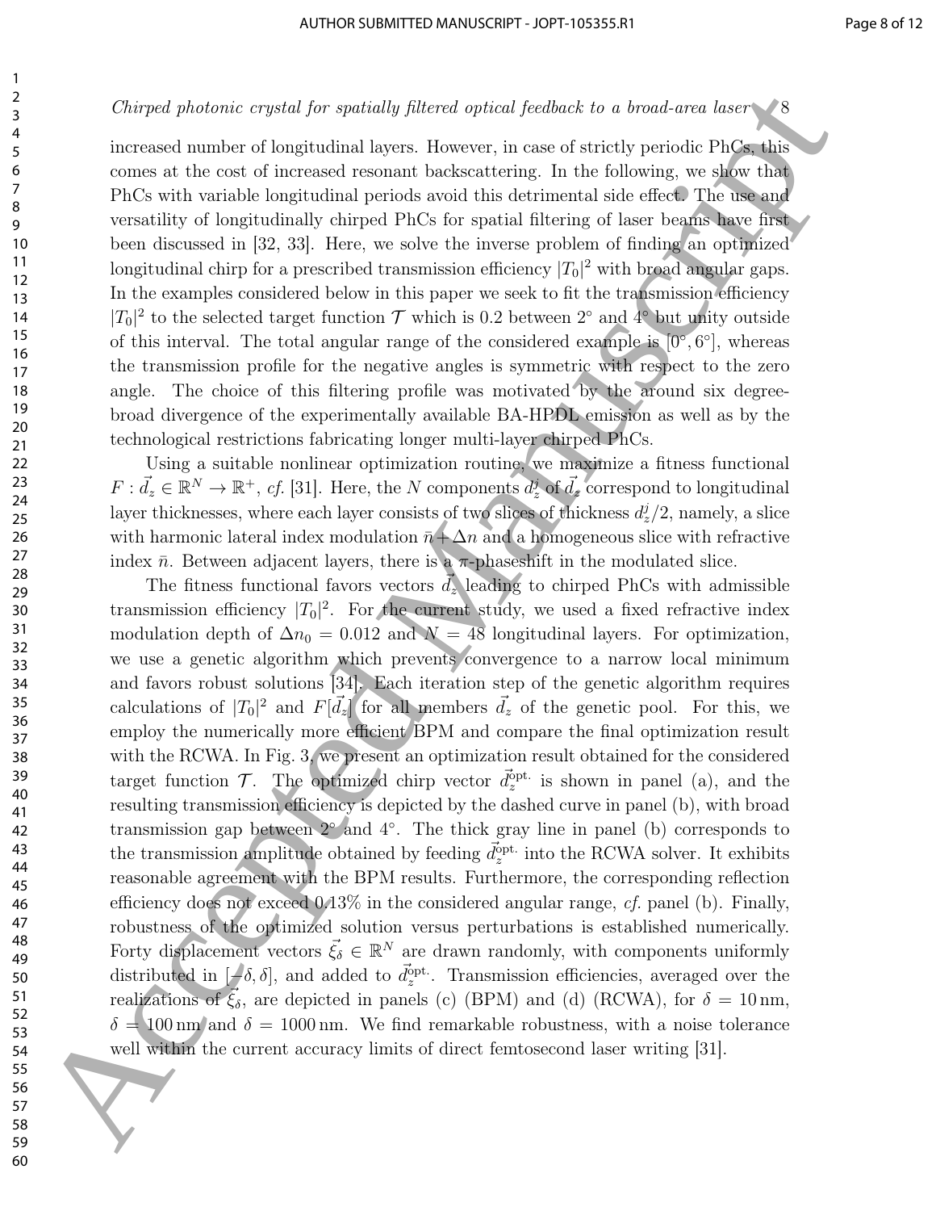increased number of longitudinal layers. However, in case of strictly periodic PhCs, this comes at the cost of increased resonant backscattering. In the following, we show that PhCs with variable longitudinal periods avoid this detrimental side effect. The use and versatility of longitudinally chirped PhCs for spatial filtering of laser beams have first been discussed in [32, 33]. Here, we solve the inverse problem of finding an optimized longitudinal chirp for a prescribed transmission efficiency $|T_0|^2$ with broad angular gaps. In the examples considered below in this paper we seek to fit the transmission efficiency $|T_0|^2$ to the selected target function $\mathcal{T}$ which is 0.2 between 2° and 4° but unity outside of this interval. The total angular range of the considered example is $[0°, 6°]$, whereas the transmission profile for the negative angles is symmetric with respect to the zero angle. The choice of this filtering profile was motivated by the around six degree-broad divergence of the experimentally available BA-HPDL emission as well as by the technological restrictions fabricating longer multi-layer chirped PhCs.

Using a suitable nonlinear optimization routine, we maximize a fitness functional $F : \vec{d}_z \in \mathbb{R}^N \to \mathbb{R}^+$, *cf.* [31]. Here, the $N$ components $d_z^j$ of $\vec{d}_z$ correspond to longitudinal layer thicknesses, where each layer consists of two slices of thickness $d_z^j/2$, namely, a slice with harmonic lateral index modulation $\bar{n} + \Delta n$ and a homogeneous slice with refractive index $\bar{n}$. Between adjacent layers, there is a $\pi$-phaseshift in the modulated slice.

The fitness functional favors vectors $\vec{d}_z$ leading to chirped PhCs with admissible transmission efficiency $|T_0|^2$. For the current study, we used a fixed refractive index modulation depth of $\Delta n_0 = 0.012$ and $N = 48$ longitudinal layers. For optimization, we use a genetic algorithm which prevents convergence to a narrow local minimum and favors robust solutions [34]. Each iteration step of the genetic algorithm requires calculations of $|T_0|^2$ and $F[\vec{d}_z]$ for all members $\vec{d}_z$ of the genetic pool. For this, we employ the numerically more efficient BPM and compare the final optimization result with the RCWA. In Fig. 3, we present an optimization result obtained for the considered target function $\mathcal{T}$. The optimized chirp vector $\vec{d}_z^{\,\text{opt.}}$ is shown in panel (a), and the resulting transmission efficiency is depicted by the dashed curve in panel (b), with broad transmission gap between 2° and 4°. The thick gray line in panel (b) corresponds to the transmission amplitude obtained by feeding $\vec{d}_z^{\,\text{opt.}}$ into the RCWA solver. It exhibits reasonable agreement with the BPM results. Furthermore, the corresponding reflection efficiency does not exceed 0.13% in the considered angular range, *cf.* panel (b). Finally, robustness of the optimized solution versus perturbations is established numerically. Forty displacement vectors $\vec{\xi}_\delta \in \mathbb{R}^N$ are drawn randomly, with components uniformly distributed in $[-\delta, \delta]$, and added to $\vec{d}_z^{\,\text{opt.}}$. Transmission efficiencies, averaged over the realizations of $\vec{\xi}_\delta$, are depicted in panels (c) (BPM) and (d) (RCWA), for $\delta = 10\,\text{nm}$, $\delta = 100\,\text{nm}$ and $\delta = 1000\,\text{nm}$. We find remarkable robustness, with a noise tolerance well within the current accuracy limits of direct femtosecond laser writing [31].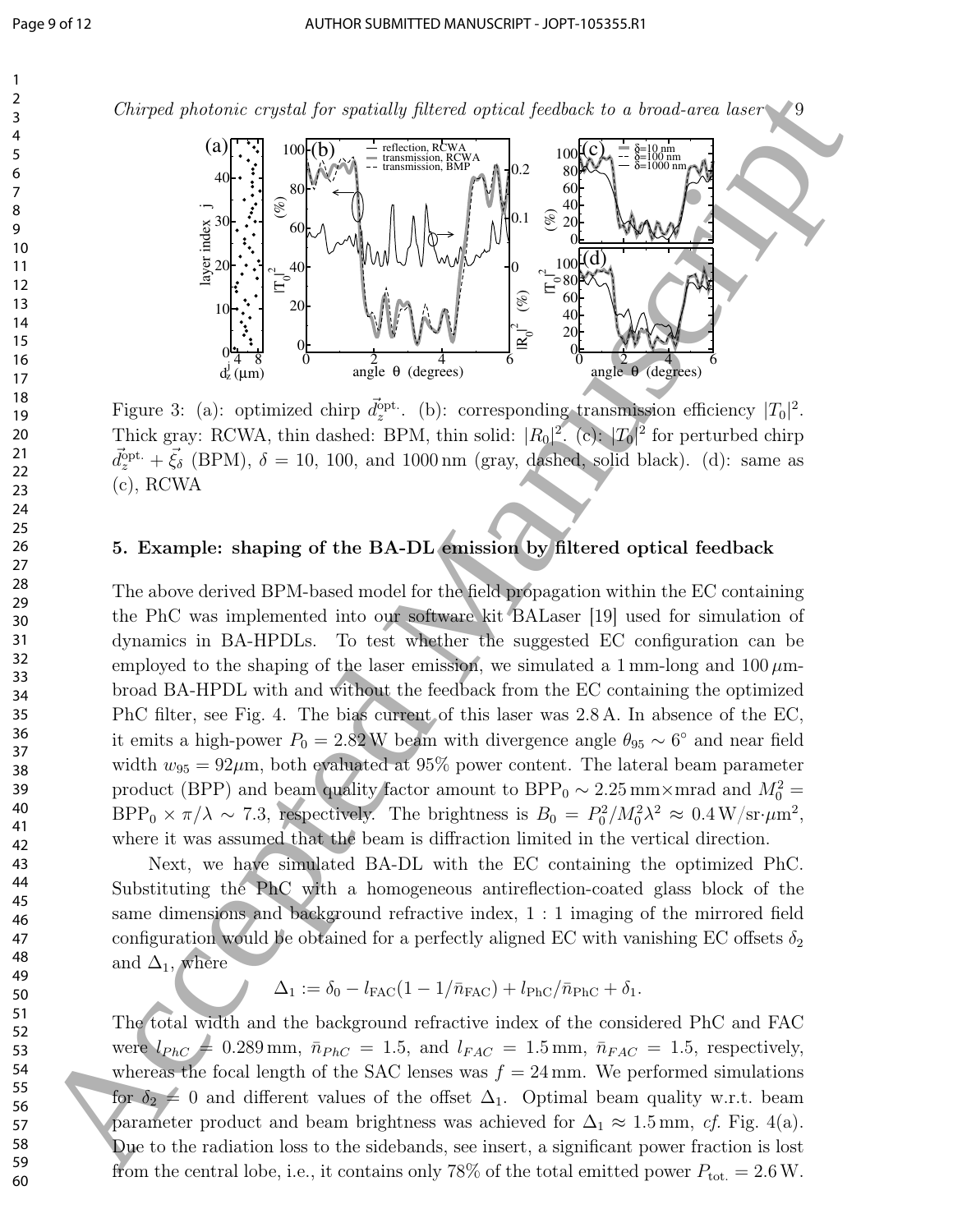Figure 3: (a): optimized chirp $\vec{d}_z^{\text{opt.}}$. (b): corresponding transmission efficiency $|T_0|^2$. Thick gray: RCWA, thin dashed: BPM, thin solid: $|R_0|^2$. (c): $|T_0|^2$ for perturbed chirp $\vec{d}_z^{\text{opt.}} + \vec{\xi}_\delta$ (BPM), $\delta = 10$, 100, and 1000 nm (gray, dashed, solid black). (d): same as (c), RCWA

## 5. Example: shaping of the BA-DL emission by filtered optical feedback

The above derived BPM-based model for the field propagation within the EC containing the PhC was implemented into our software kit BALaser [19] used for simulation of dynamics in BA-HPDLs. To test whether the suggested EC configuration can be employed to the shaping of the laser emission, we simulated a 1 mm-long and 100 $\mu$m-broad BA-HPDL with and without the feedback from the EC containing the optimized PhC filter, see Fig. 4. The bias current of this laser was 2.8 A. In absence of the EC, it emits a high-power $P_0 = 2.82$ W beam with divergence angle $\theta_{95} \sim 6^\circ$ and near field width $w_{95} = 92\mu$m, both evaluated at 95% power content. The lateral beam parameter product (BPP) and beam quality factor amount to $\text{BPP}_0 \sim 2.25$ mm$\times$mrad and $M_0^2 = \text{BPP}_0 \times \pi/\lambda \sim 7.3$, respectively. The brightness is $B_0 = P_0^2/M_0^2\lambda^2 \approx 0.4\,\text{W/sr}\cdot\mu\text{m}^2$, where it was assumed that the beam is diffraction limited in the vertical direction.

Next, we have simulated BA-DL with the EC containing the optimized PhC. Substituting the PhC with a homogeneous antireflection-coated glass block of the same dimensions and background refractive index, 1 : 1 imaging of the mirrored field configuration would be obtained for a perfectly aligned EC with vanishing EC offsets $\delta_2$ and $\Delta_1$, where

$$\Delta_1 := \delta_0 - l_{\text{FAC}}(1 - 1/\bar{n}_{\text{FAC}}) + l_{\text{PhC}}/\bar{n}_{\text{PhC}} + \delta_1.$$

The total width and the background refractive index of the considered PhC and FAC were $l_{PhC} = 0.289$ mm, $\bar{n}_{PhC} = 1.5$, and $l_{FAC} = 1.5$ mm, $\bar{n}_{FAC} = 1.5$, respectively, whereas the focal length of the SAC lenses was $f = 24$ mm. We performed simulations for $\delta_2 = 0$ and different values of the offset $\Delta_1$. Optimal beam quality w.r.t. beam parameter product and beam brightness was achieved for $\Delta_1 \approx 1.5$ mm, *cf.* Fig. 4(a). Due to the radiation loss to the sidebands, see insert, a significant power fraction is lost from the central lobe, i.e., it contains only 78% of the total emitted power $P_{\text{tot.}} = 2.6$ W.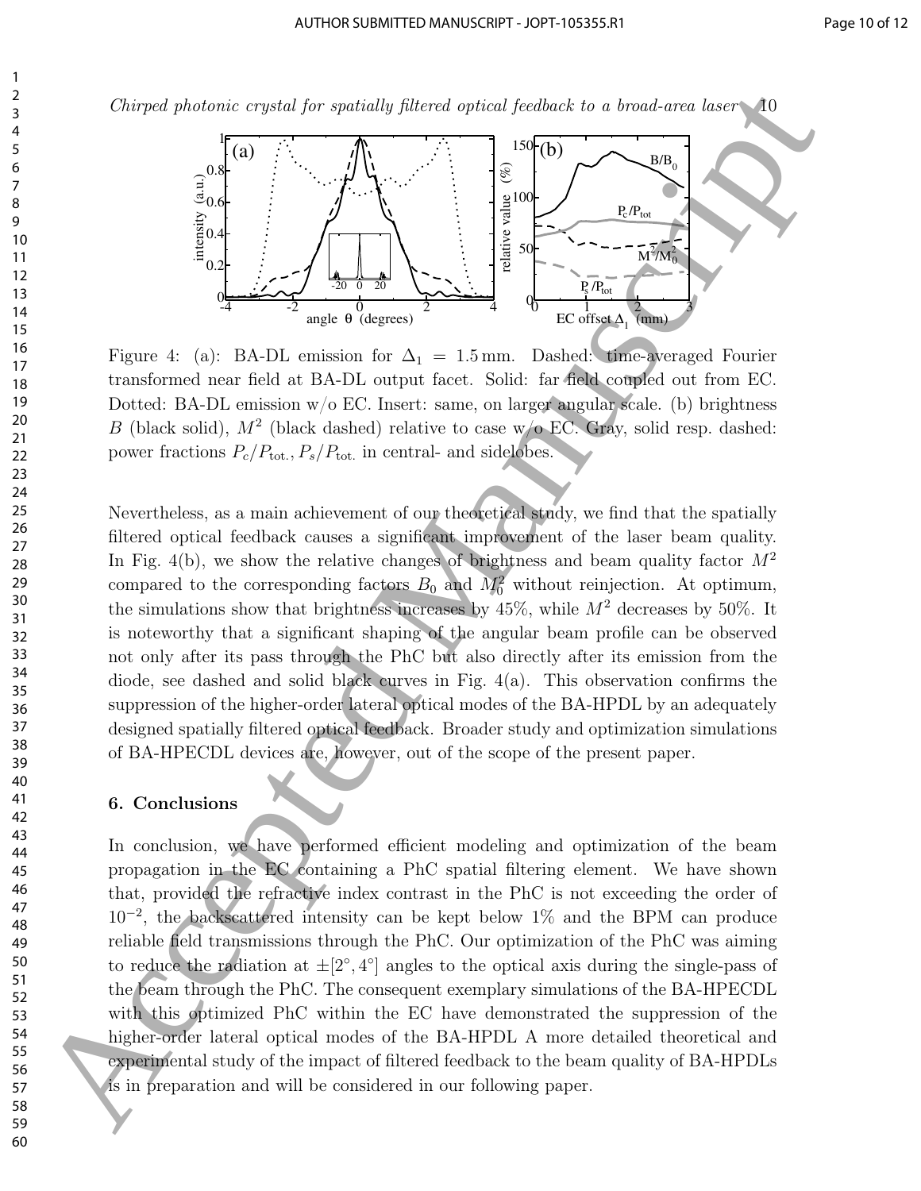Figure 4: (a): BA-DL emission for $\Delta_1 = 1.5\,\mathrm{mm}$. Dashed: time-averaged Fourier transformed near field at BA-DL output facet. Solid: far field coupled out from EC. Dotted: BA-DL emission w/o EC. Insert: same, on larger angular scale. (b) brightness $B$ (black solid), $M^2$ (black dashed) relative to case w/o EC. Gray, solid resp. dashed: power fractions $P_c/P_{\mathrm{tot.}}$, $P_s/P_{\mathrm{tot.}}$ in central- and sidelobes.

Nevertheless, as a main achievement of our theoretical study, we find that the spatially filtered optical feedback causes a significant improvement of the laser beam quality. In Fig. 4(b), we show the relative changes of brightness and beam quality factor $M^2$ compared to the corresponding factors $B_0$ and $M_0^2$ without reinjection. At optimum, the simulations show that brightness increases by 45%, while $M^2$ decreases by 50%. It is noteworthy that a significant shaping of the angular beam profile can be observed not only after its pass through the PhC but also directly after its emission from the diode, see dashed and solid black curves in Fig. 4(a). This observation confirms the suppression of the higher-order lateral optical modes of the BA-HPDL by an adequately designed spatially filtered optical feedback. Broader study and optimization simulations of BA-HPECDL devices are, however, out of the scope of the present paper.

## 6. Conclusions

In conclusion, we have performed efficient modeling and optimization of the beam propagation in the EC containing a PhC spatial filtering element. We have shown that, provided the refractive index contrast in the PhC is not exceeding the order of $10^{-2}$, the backscattered intensity can be kept below 1% and the BPM can produce reliable field transmissions through the PhC. Our optimization of the PhC was aiming to reduce the radiation at $\pm[2^\circ, 4^\circ]$ angles to the optical axis during the single-pass of the beam through the PhC. The consequent exemplary simulations of the BA-HPECDL with this optimized PhC within the EC have demonstrated the suppression of the higher-order lateral optical modes of the BA-HPDL A more detailed theoretical and experimental study of the impact of filtered feedback to the beam quality of BA-HPDLs is in preparation and will be considered in our following paper.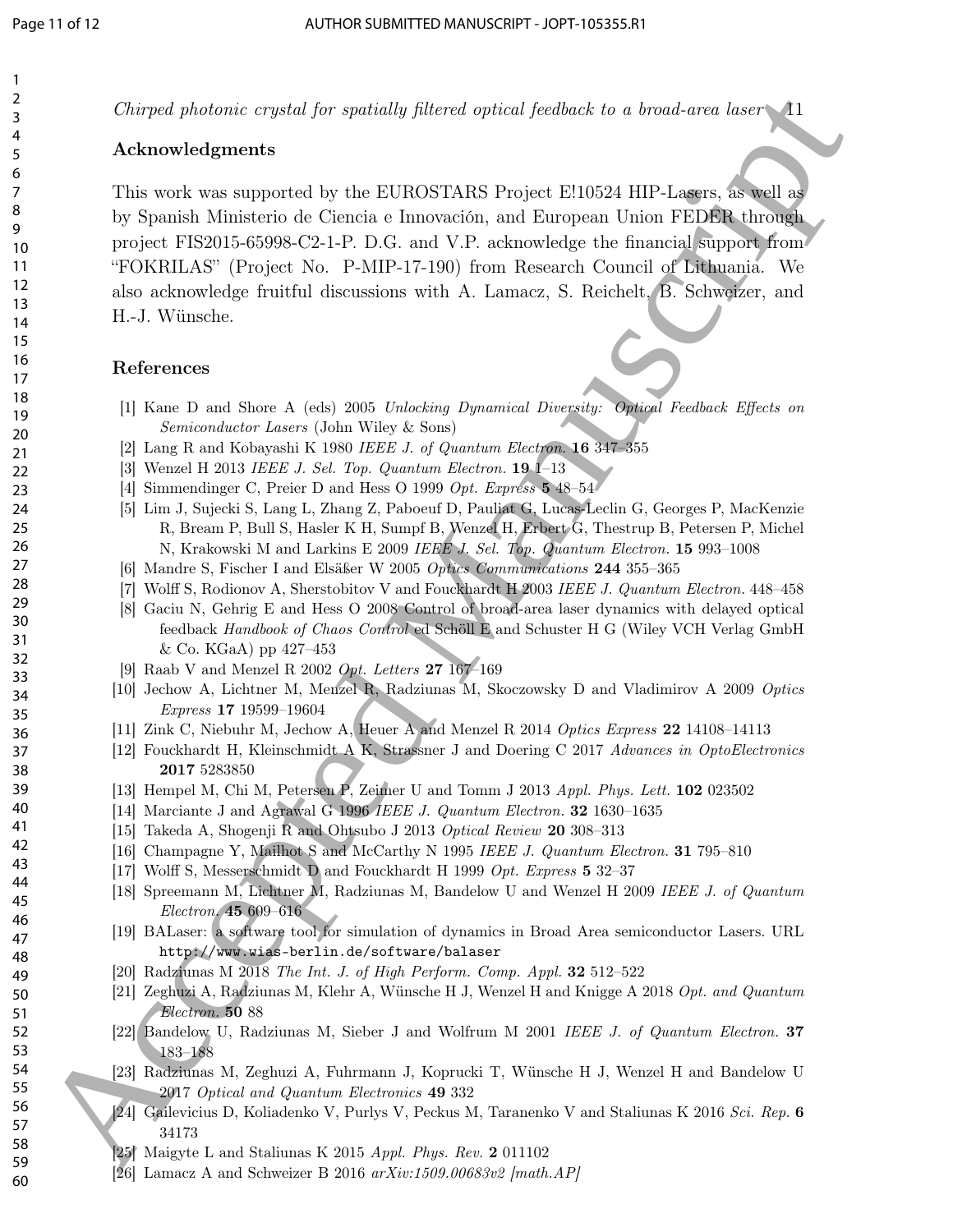## Acknowledgments

This work was supported by the EUROSTARS Project E!10524 HIP-Lasers, as well as by Spanish Ministerio de Ciencia e Innovación, and European Union FEDER through project FIS2015-65998-C2-1-P. D.G. and V.P. acknowledge the financial support from "FOKRILAS" (Project No. P-MIP-17-190) from Research Council of Lithuania. We also acknowledge fruitful discussions with A. Lamacz, S. Reichelt, B. Schweizer, and H.-J. Wünsche.

## References

[1] Kane D and Shore A (eds) 2005 *Unlocking Dynamical Diversity: Optical Feedback Effects on Semiconductor Lasers* (John Wiley & Sons)

[2] Lang R and Kobayashi K 1980 *IEEE J. of Quantum Electron.* **16** 347–355

[3] Wenzel H 2013 *IEEE J. Sel. Top. Quantum Electron.* **19** 1–13

[4] Simmendinger C, Preier D and Hess O 1999 *Opt. Express* **5** 48–54

[5] Lim J, Sujecki S, Lang L, Zhang Z, Paboeuf D, Pauliat G, Lucas-Leclin G, Georges P, MacKenzie R, Bream P, Bull S, Hasler K H, Sumpf B, Wenzel H, Erbert G, Thestrup B, Petersen P, Michel N, Krakowski M and Larkins E 2009 *IEEE J. Sel. Top. Quantum Electron.* **15** 993–1008

[6] Mandre S, Fischer I and Elsäßer W 2005 *Optics Communications* **244** 355–365

[7] Wolff S, Rodionov A, Sherstobitov V and Fouckhardt H 2003 *IEEE J. Quantum Electron.* 448–458

[8] Gaciu N, Gehrig E and Hess O 2008 Control of broad-area laser dynamics with delayed optical feedback *Handbook of Chaos Control* ed Schöll E and Schuster H G (Wiley VCH Verlag GmbH & Co. KGaA) pp 427–453

[9] Raab V and Menzel R 2002 *Opt. Letters* **27** 167–169

[10] Jechow A, Lichtner M, Menzel R, Radziunas M, Skoczowsky D and Vladimirov A 2009 *Optics Express* **17** 19599–19604

[11] Zink C, Niebuhr M, Jechow A, Heuer A and Menzel R 2014 *Optics Express* **22** 14108–14113

[12] Fouckhardt H, Kleinschmidt A K, Strassner J and Doering C 2017 *Advances in OptoElectronics* **2017** 5283850

[13] Hempel M, Chi M, Petersen P, Zeimer U and Tomm J 2013 *Appl. Phys. Lett.* **102** 023502

[14] Marciante J and Agrawal G 1996 *IEEE J. Quantum Electron.* **32** 1630–1635

[15] Takeda A, Shogenji R and Ohtsubo J 2013 *Optical Review* **20** 308–313

[16] Champagne Y, Mailhot S and McCarthy N 1995 *IEEE J. Quantum Electron.* **31** 795–810

[17] Wolff S, Messerschmidt D and Fouckhardt H 1999 *Opt. Express* **5** 32–37

[18] Spreemann M, Lichtner M, Radziunas M, Bandelow U and Wenzel H 2009 *IEEE J. of Quantum Electron.* **45** 609–616

[19] BALaser: a software tool for simulation of dynamics in Broad Area semiconductor Lasers. URL http://www.wias-berlin.de/software/balaser

[20] Radziunas M 2018 *The Int. J. of High Perform. Comp. Appl.* **32** 512–522

[21] Zeghuzi A, Radziunas M, Klehr A, Wünsche H J, Wenzel H and Knigge A 2018 *Opt. and Quantum Electron.* **50** 88

[22] Bandelow U, Radziunas M, Sieber J and Wolfrum M 2001 *IEEE J. of Quantum Electron.* **37** 183–188

[23] Radziunas M, Zeghuzi A, Fuhrmann J, Koprucki T, Wünsche H J, Wenzel H and Bandelow U 2017 *Optical and Quantum Electronics* **49** 332

[24] Gailevicius D, Koliadenko V, Purlys V, Peckus M, Taranenko V and Staliunas K 2016 *Sci. Rep.* **6** 34173

[25] Maigyte L and Staliunas K 2015 *Appl. Phys. Rev.* **2** 011102

[26] Lamacz A and Schweizer B 2016 *arXiv:1509.00683v2 [math.AP]*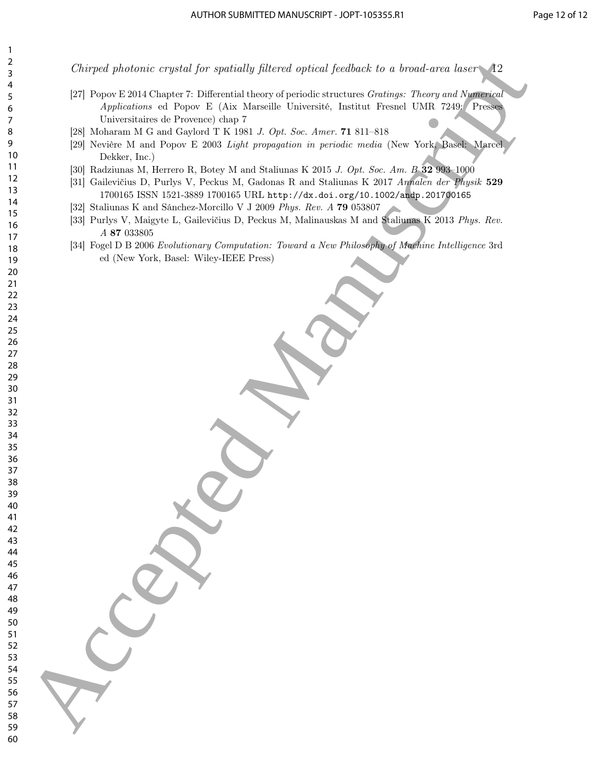[27] Popov E 2014 Chapter 7: Differential theory of periodic structures *Gratings: Theory and Numerical Applications* ed Popov E (Aix Marseille Université, Institut Fresnel UMR 7249: Presses Universitaires de Provence) chap 7

[28] Moharam M G and Gaylord T K 1981 *J. Opt. Soc. Amer.* **71** 811–818

[29] Nevière M and Popov E 2003 *Light propagation in periodic media* (New York, Basel: Marcel Dekker, Inc.)

[30] Radziunas M, Herrero R, Botey M and Staliunas K 2015 *J. Opt. Soc. Am. B* **32** 993–1000

[31] Gailevičius D, Purlys V, Peckus M, Gadonas R and Staliunas K 2017 *Annalen der Physik* **529** 1700165 ISSN 1521-3889 1700165 URL http://dx.doi.org/10.1002/andp.201700165

[32] Staliunas K and Sánchez-Morcillo V J 2009 *Phys. Rev. A* **79** 053807

[33] Purlys V, Maigyte L, Gailevičius D, Peckus M, Malinauskas M and Staliunas K 2013 *Phys. Rev. A* **87** 033805

[34] Fogel D B 2006 *Evolutionary Computation: Toward a New Philosophy of Machine Intelligence* 3rd ed (New York, Basel: Wiley-IEEE Press)